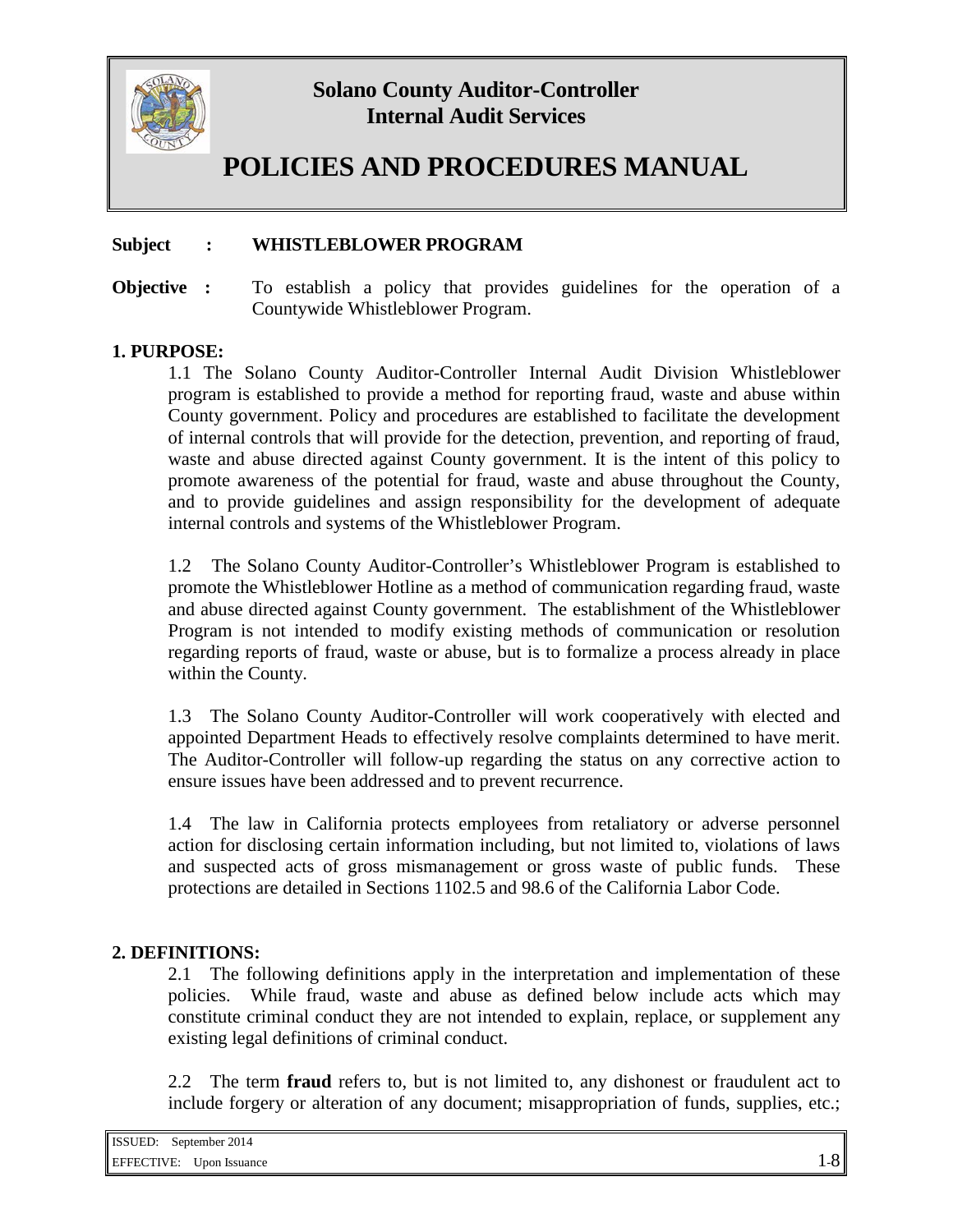# Solano County Auditor-Controller
# Internal Audit Services

# POLICIES AND PROCEDURES MANUAL

**Subject : WHISTLEBLOWER PROGRAM**

**Objective :** To establish a policy that provides guidelines for the operation of a Countywide Whistleblower Program.

## 1. PURPOSE:

1.1 The Solano County Auditor-Controller Internal Audit Division Whistleblower program is established to provide a method for reporting fraud, waste and abuse within County government. Policy and procedures are established to facilitate the development of internal controls that will provide for the detection, prevention, and reporting of fraud, waste and abuse directed against County government. It is the intent of this policy to promote awareness of the potential for fraud, waste and abuse throughout the County, and to provide guidelines and assign responsibility for the development of adequate internal controls and systems of the Whistleblower Program.

1.2 The Solano County Auditor-Controller's Whistleblower Program is established to promote the Whistleblower Hotline as a method of communication regarding fraud, waste and abuse directed against County government. The establishment of the Whistleblower Program is not intended to modify existing methods of communication or resolution regarding reports of fraud, waste or abuse, but is to formalize a process already in place within the County.

1.3 The Solano County Auditor-Controller will work cooperatively with elected and appointed Department Heads to effectively resolve complaints determined to have merit. The Auditor-Controller will follow-up regarding the status on any corrective action to ensure issues have been addressed and to prevent recurrence.

1.4 The law in California protects employees from retaliatory or adverse personnel action for disclosing certain information including, but not limited to, violations of laws and suspected acts of gross mismanagement or gross waste of public funds. These protections are detailed in Sections 1102.5 and 98.6 of the California Labor Code.

## 2. DEFINITIONS:

2.1 The following definitions apply in the interpretation and implementation of these policies. While fraud, waste and abuse as defined below include acts which may constitute criminal conduct they are not intended to explain, replace, or supplement any existing legal definitions of criminal conduct.

2.2 The term **fraud** refers to, but is not limited to, any dishonest or fraudulent act to include forgery or alteration of any document; misappropriation of funds, supplies, etc.;

ISSUED: September 2014
EFFECTIVE: Upon Issuance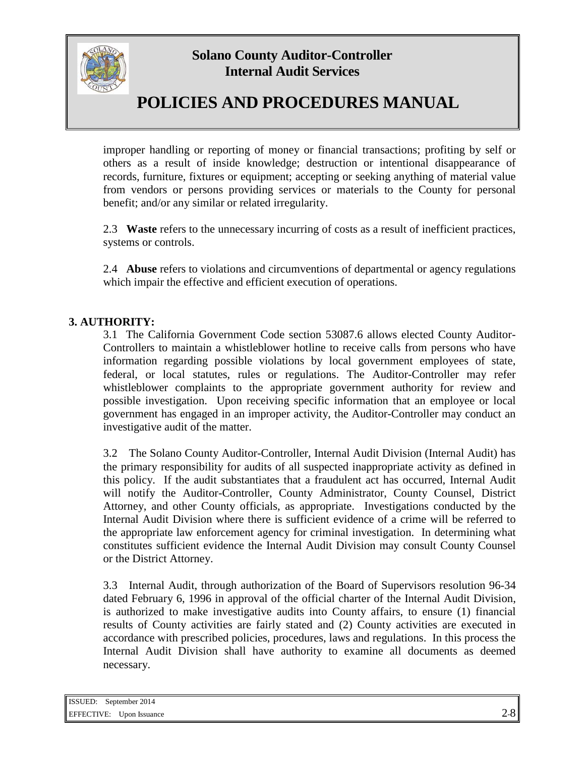improper handling or reporting of money or financial transactions; profiting by self or others as a result of inside knowledge; destruction or intentional disappearance of records, furniture, fixtures or equipment; accepting or seeking anything of material value from vendors or persons providing services or materials to the County for personal benefit; and/or any similar or related irregularity.

2.3 **Waste** refers to the unnecessary incurring of costs as a result of inefficient practices, systems or controls.

2.4 **Abuse** refers to violations and circumventions of departmental or agency regulations which impair the effective and efficient execution of operations.

## 3. AUTHORITY:

3.1 The California Government Code section 53087.6 allows elected County Auditor-Controllers to maintain a whistleblower hotline to receive calls from persons who have information regarding possible violations by local government employees of state, federal, or local statutes, rules or regulations. The Auditor-Controller may refer whistleblower complaints to the appropriate government authority for review and possible investigation. Upon receiving specific information that an employee or local government has engaged in an improper activity, the Auditor-Controller may conduct an investigative audit of the matter.

3.2 The Solano County Auditor-Controller, Internal Audit Division (Internal Audit) has the primary responsibility for audits of all suspected inappropriate activity as defined in this policy. If the audit substantiates that a fraudulent act has occurred, Internal Audit will notify the Auditor-Controller, County Administrator, County Counsel, District Attorney, and other County officials, as appropriate. Investigations conducted by the Internal Audit Division where there is sufficient evidence of a crime will be referred to the appropriate law enforcement agency for criminal investigation. In determining what constitutes sufficient evidence the Internal Audit Division may consult County Counsel or the District Attorney.

3.3 Internal Audit, through authorization of the Board of Supervisors resolution 96-34 dated February 6, 1996 in approval of the official charter of the Internal Audit Division, is authorized to make investigative audits into County affairs, to ensure (1) financial results of County activities are fairly stated and (2) County activities are executed in accordance with prescribed policies, procedures, laws and regulations. In this process the Internal Audit Division shall have authority to examine all documents as deemed necessary.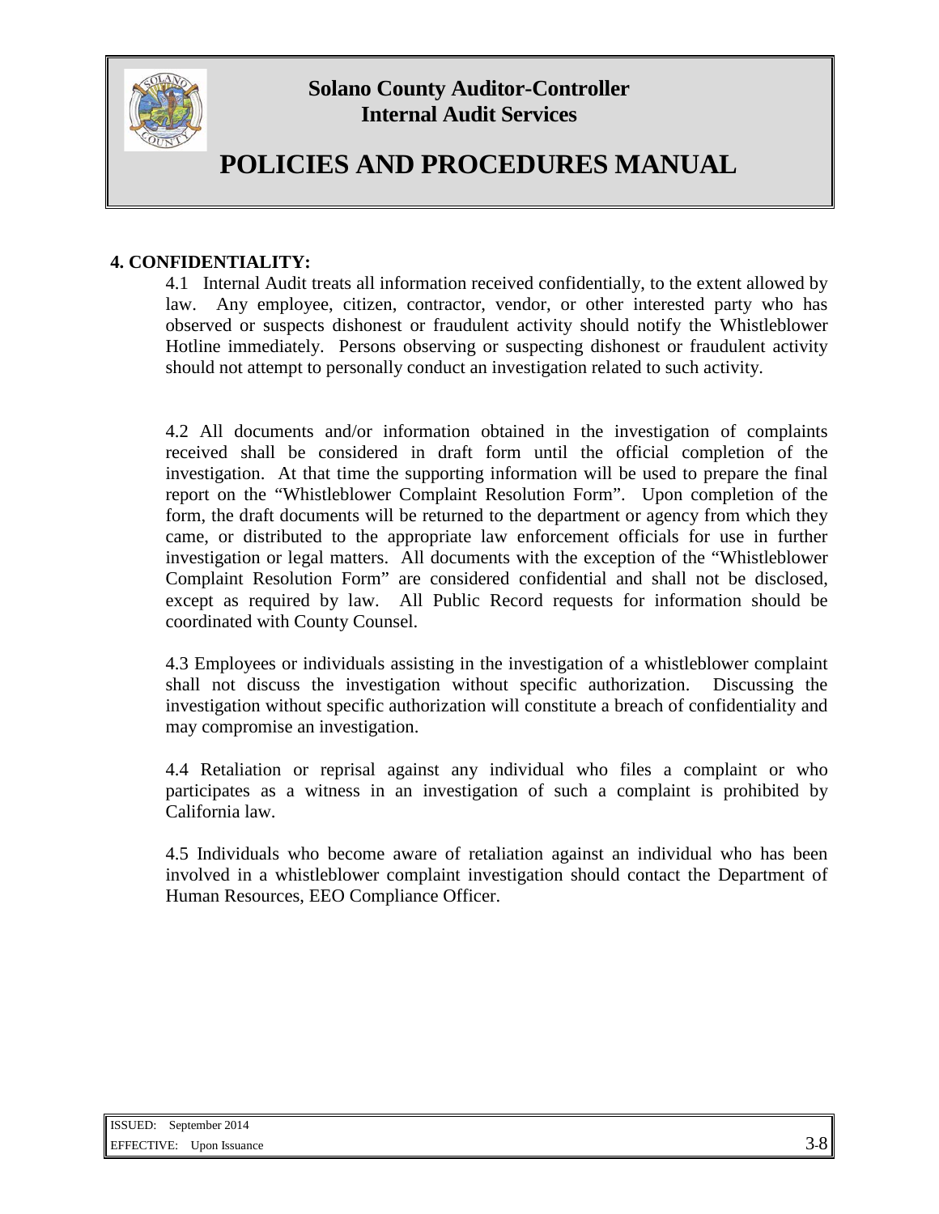## 4. CONFIDENTIALITY:

4.1 Internal Audit treats all information received confidentially, to the extent allowed by law. Any employee, citizen, contractor, vendor, or other interested party who has observed or suspects dishonest or fraudulent activity should notify the Whistleblower Hotline immediately. Persons observing or suspecting dishonest or fraudulent activity should not attempt to personally conduct an investigation related to such activity.

4.2 All documents and/or information obtained in the investigation of complaints received shall be considered in draft form until the official completion of the investigation. At that time the supporting information will be used to prepare the final report on the "Whistleblower Complaint Resolution Form". Upon completion of the form, the draft documents will be returned to the department or agency from which they came, or distributed to the appropriate law enforcement officials for use in further investigation or legal matters. All documents with the exception of the "Whistleblower Complaint Resolution Form" are considered confidential and shall not be disclosed, except as required by law. All Public Record requests for information should be coordinated with County Counsel.

4.3 Employees or individuals assisting in the investigation of a whistleblower complaint shall not discuss the investigation without specific authorization. Discussing the investigation without specific authorization will constitute a breach of confidentiality and may compromise an investigation.

4.4 Retaliation or reprisal against any individual who files a complaint or who participates as a witness in an investigation of such a complaint is prohibited by California law.

4.5 Individuals who become aware of retaliation against an individual who has been involved in a whistleblower complaint investigation should contact the Department of Human Resources, EEO Compliance Officer.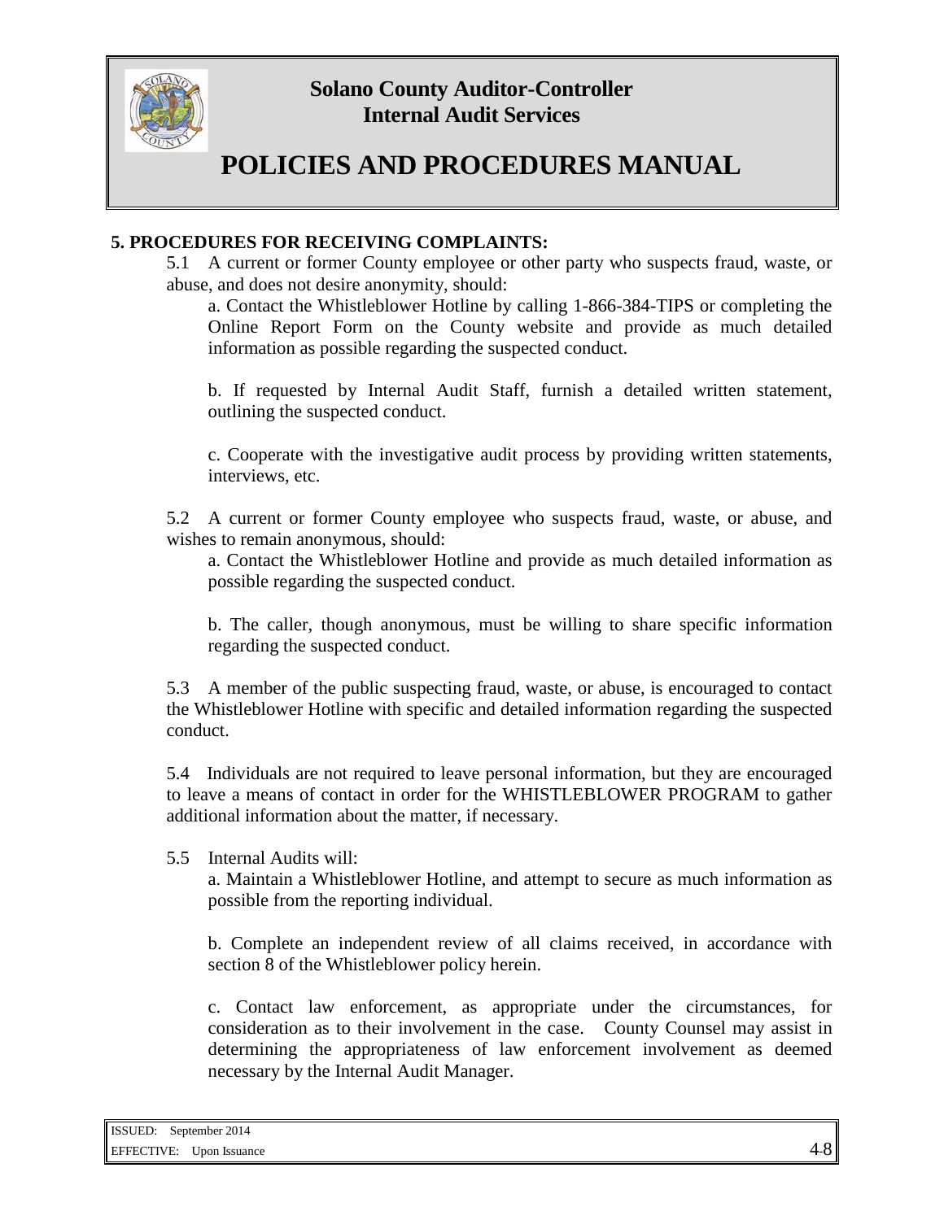## 5. PROCEDURES FOR RECEIVING COMPLAINTS:

5.1 A current or former County employee or other party who suspects fraud, waste, or abuse, and does not desire anonymity, should:

a. Contact the Whistleblower Hotline by calling 1-866-384-TIPS or completing the Online Report Form on the County website and provide as much detailed information as possible regarding the suspected conduct.

b. If requested by Internal Audit Staff, furnish a detailed written statement, outlining the suspected conduct.

c. Cooperate with the investigative audit process by providing written statements, interviews, etc.

5.2 A current or former County employee who suspects fraud, waste, or abuse, and wishes to remain anonymous, should:

a. Contact the Whistleblower Hotline and provide as much detailed information as possible regarding the suspected conduct.

b. The caller, though anonymous, must be willing to share specific information regarding the suspected conduct.

5.3 A member of the public suspecting fraud, waste, or abuse, is encouraged to contact the Whistleblower Hotline with specific and detailed information regarding the suspected conduct.

5.4 Individuals are not required to leave personal information, but they are encouraged to leave a means of contact in order for the WHISTLEBLOWER PROGRAM to gather additional information about the matter, if necessary.

5.5 Internal Audits will:

a. Maintain a Whistleblower Hotline, and attempt to secure as much information as possible from the reporting individual.

b. Complete an independent review of all claims received, in accordance with section 8 of the Whistleblower policy herein.

c. Contact law enforcement, as appropriate under the circumstances, for consideration as to their involvement in the case. County Counsel may assist in determining the appropriateness of law enforcement involvement as deemed necessary by the Internal Audit Manager.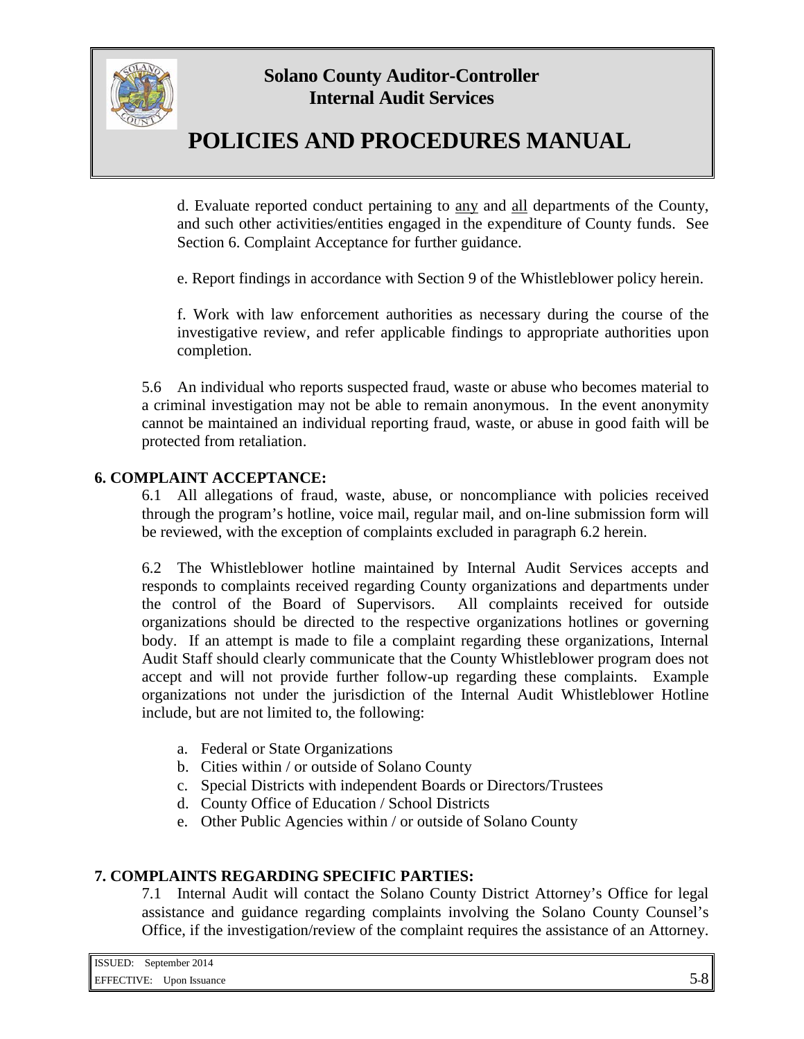d. Evaluate reported conduct pertaining to any and all departments of the County, and such other activities/entities engaged in the expenditure of County funds. See Section 6. Complaint Acceptance for further guidance.

e. Report findings in accordance with Section 9 of the Whistleblower policy herein.

f. Work with law enforcement authorities as necessary during the course of the investigative review, and refer applicable findings to appropriate authorities upon completion.

5.6 An individual who reports suspected fraud, waste or abuse who becomes material to a criminal investigation may not be able to remain anonymous. In the event anonymity cannot be maintained an individual reporting fraud, waste, or abuse in good faith will be protected from retaliation.

## 6. COMPLAINT ACCEPTANCE:

6.1 All allegations of fraud, waste, abuse, or noncompliance with policies received through the program's hotline, voice mail, regular mail, and on-line submission form will be reviewed, with the exception of complaints excluded in paragraph 6.2 herein.

6.2 The Whistleblower hotline maintained by Internal Audit Services accepts and responds to complaints received regarding County organizations and departments under the control of the Board of Supervisors. All complaints received for outside organizations should be directed to the respective organizations hotlines or governing body. If an attempt is made to file a complaint regarding these organizations, Internal Audit Staff should clearly communicate that the County Whistleblower program does not accept and will not provide further follow-up regarding these complaints. Example organizations not under the jurisdiction of the Internal Audit Whistleblower Hotline include, but are not limited to, the following:

a. Federal or State Organizations
b. Cities within / or outside of Solano County
c. Special Districts with independent Boards or Directors/Trustees
d. County Office of Education / School Districts
e. Other Public Agencies within / or outside of Solano County

## 7. COMPLAINTS REGARDING SPECIFIC PARTIES:

7.1 Internal Audit will contact the Solano County District Attorney's Office for legal assistance and guidance regarding complaints involving the Solano County Counsel's Office, if the investigation/review of the complaint requires the assistance of an Attorney.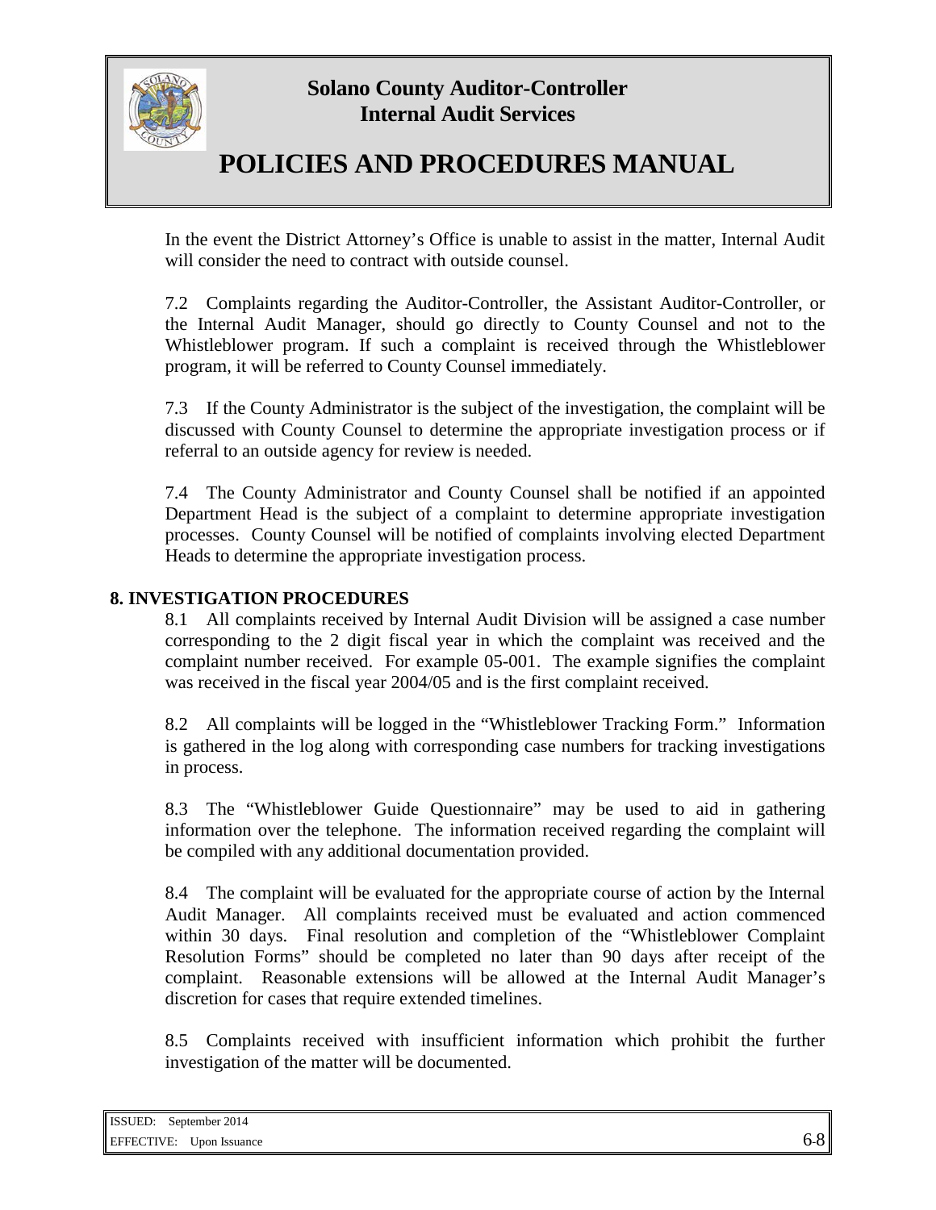In the event the District Attorney's Office is unable to assist in the matter, Internal Audit will consider the need to contract with outside counsel.

7.2 Complaints regarding the Auditor-Controller, the Assistant Auditor-Controller, or the Internal Audit Manager, should go directly to County Counsel and not to the Whistleblower program. If such a complaint is received through the Whistleblower program, it will be referred to County Counsel immediately.

7.3 If the County Administrator is the subject of the investigation, the complaint will be discussed with County Counsel to determine the appropriate investigation process or if referral to an outside agency for review is needed.

7.4 The County Administrator and County Counsel shall be notified if an appointed Department Head is the subject of a complaint to determine appropriate investigation processes. County Counsel will be notified of complaints involving elected Department Heads to determine the appropriate investigation process.

## 8. INVESTIGATION PROCEDURES

8.1 All complaints received by Internal Audit Division will be assigned a case number corresponding to the 2 digit fiscal year in which the complaint was received and the complaint number received. For example 05-001. The example signifies the complaint was received in the fiscal year 2004/05 and is the first complaint received.

8.2 All complaints will be logged in the "Whistleblower Tracking Form." Information is gathered in the log along with corresponding case numbers for tracking investigations in process.

8.3 The "Whistleblower Guide Questionnaire" may be used to aid in gathering information over the telephone. The information received regarding the complaint will be compiled with any additional documentation provided.

8.4 The complaint will be evaluated for the appropriate course of action by the Internal Audit Manager. All complaints received must be evaluated and action commenced within 30 days. Final resolution and completion of the "Whistleblower Complaint Resolution Forms" should be completed no later than 90 days after receipt of the complaint. Reasonable extensions will be allowed at the Internal Audit Manager's discretion for cases that require extended timelines.

8.5 Complaints received with insufficient information which prohibit the further investigation of the matter will be documented.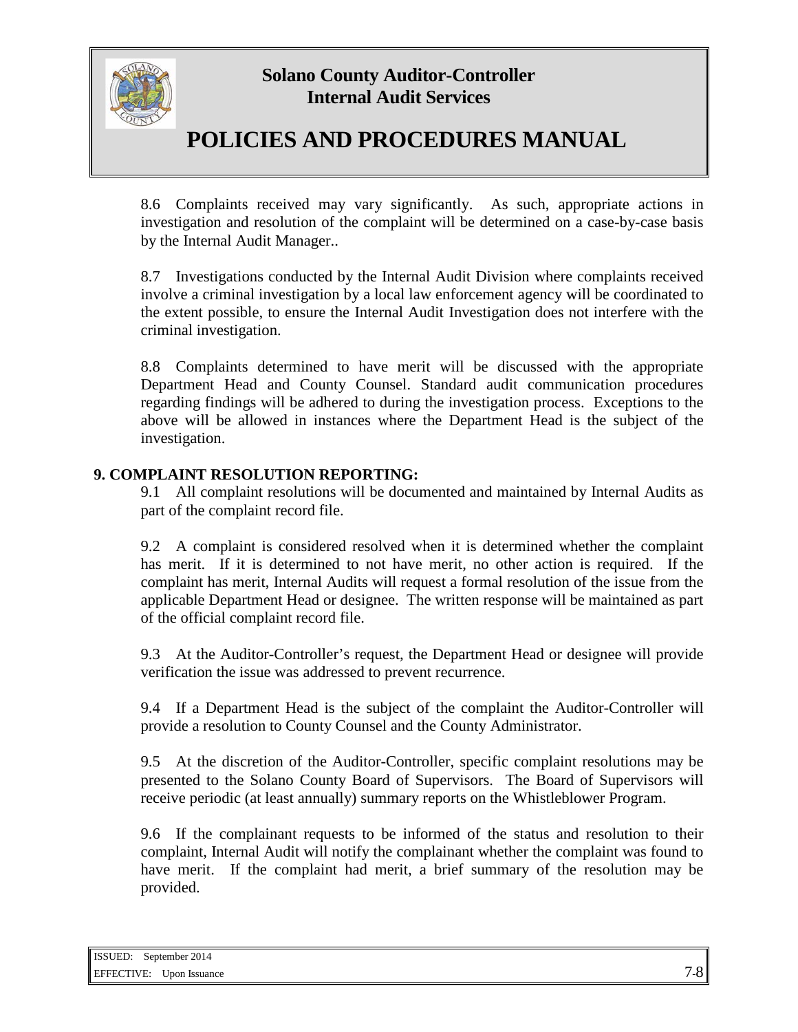8.6 Complaints received may vary significantly. As such, appropriate actions in investigation and resolution of the complaint will be determined on a case-by-case basis by the Internal Audit Manager..

8.7 Investigations conducted by the Internal Audit Division where complaints received involve a criminal investigation by a local law enforcement agency will be coordinated to the extent possible, to ensure the Internal Audit Investigation does not interfere with the criminal investigation.

8.8 Complaints determined to have merit will be discussed with the appropriate Department Head and County Counsel. Standard audit communication procedures regarding findings will be adhered to during the investigation process. Exceptions to the above will be allowed in instances where the Department Head is the subject of the investigation.

**9. COMPLAINT RESOLUTION REPORTING:**

9.1 All complaint resolutions will be documented and maintained by Internal Audits as part of the complaint record file.

9.2 A complaint is considered resolved when it is determined whether the complaint has merit. If it is determined to not have merit, no other action is required. If the complaint has merit, Internal Audits will request a formal resolution of the issue from the applicable Department Head or designee. The written response will be maintained as part of the official complaint record file.

9.3 At the Auditor-Controller's request, the Department Head or designee will provide verification the issue was addressed to prevent recurrence.

9.4 If a Department Head is the subject of the complaint the Auditor-Controller will provide a resolution to County Counsel and the County Administrator.

9.5 At the discretion of the Auditor-Controller, specific complaint resolutions may be presented to the Solano County Board of Supervisors. The Board of Supervisors will receive periodic (at least annually) summary reports on the Whistleblower Program.

9.6 If the complainant requests to be informed of the status and resolution to their complaint, Internal Audit will notify the complainant whether the complaint was found to have merit. If the complaint had merit, a brief summary of the resolution may be provided.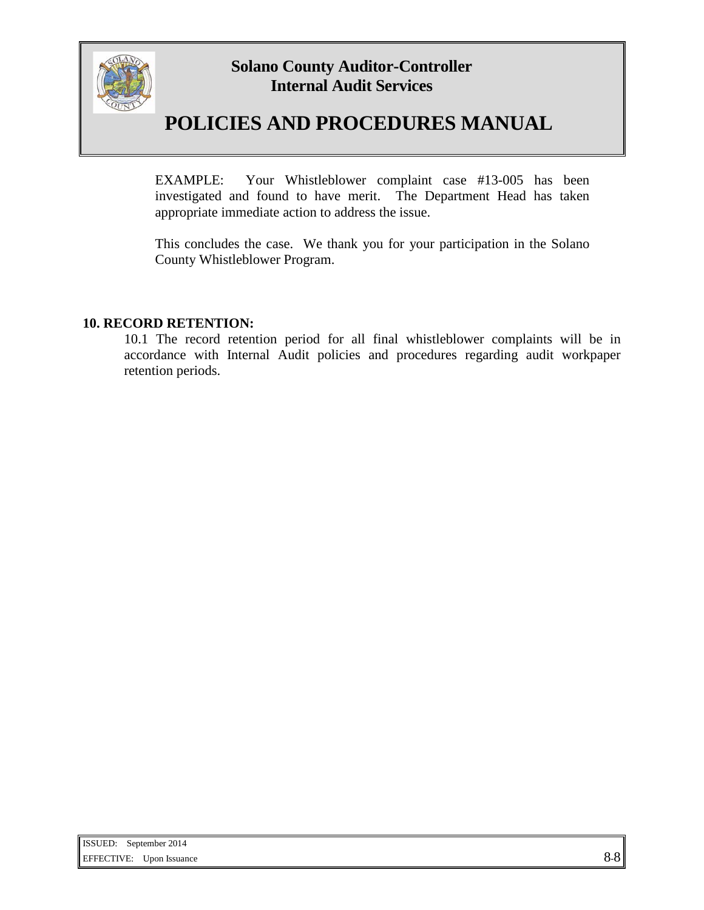EXAMPLE: Your Whistleblower complaint case #13-005 has been investigated and found to have merit. The Department Head has taken appropriate immediate action to address the issue.

This concludes the case. We thank you for your participation in the Solano County Whistleblower Program.

## 10. RECORD RETENTION:

10.1 The record retention period for all final whistleblower complaints will be in accordance with Internal Audit policies and procedures regarding audit workpaper retention periods.